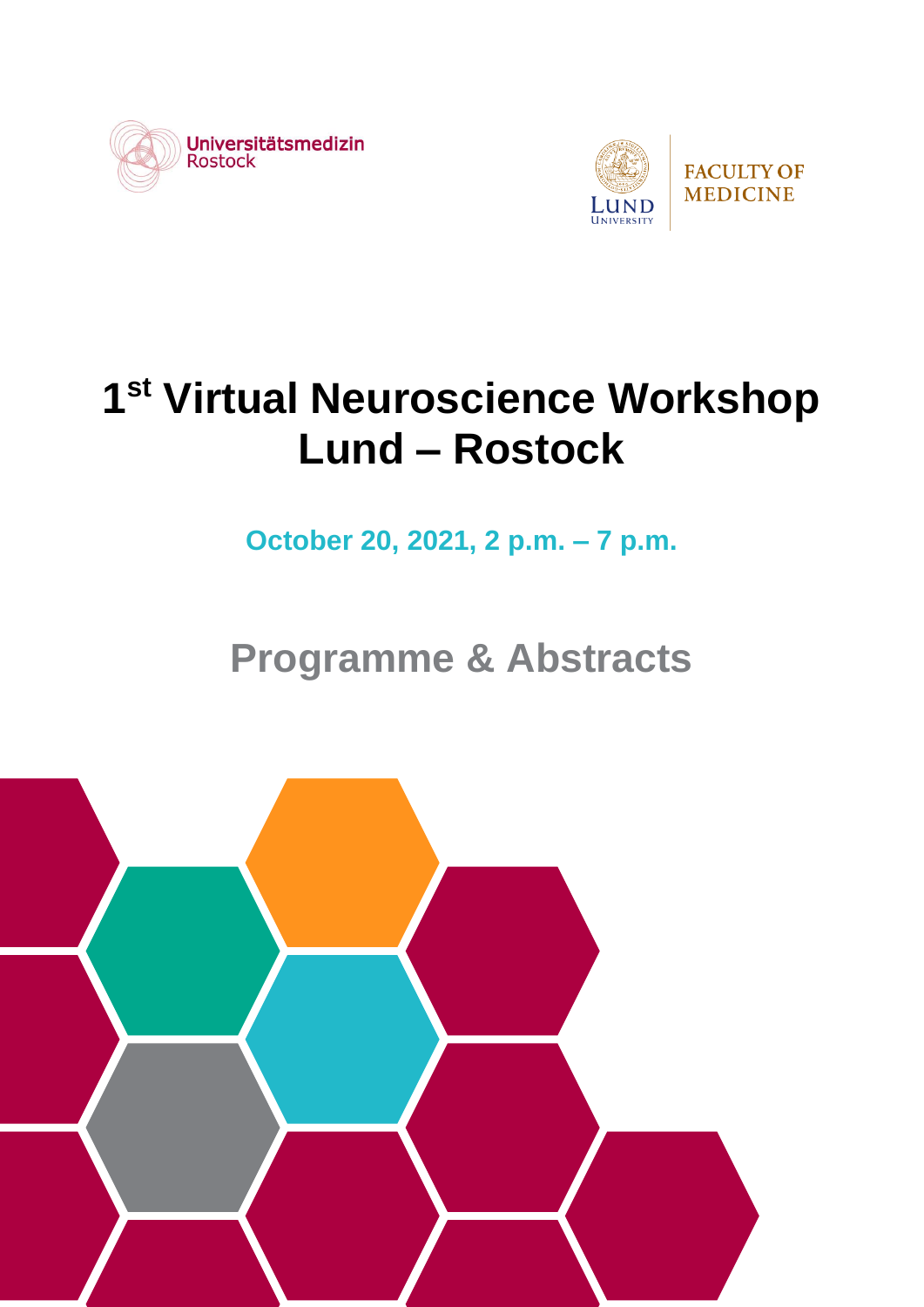Universitätsmedizin Rostock

LUND UNIVERSITY

FACULTY OF MEDICINE

# 1st Virtual Neuroscience Workshop Lund – Rostock

**October 20, 2021, 2 p.m. – 7 p.m.**

## Programme & Abstracts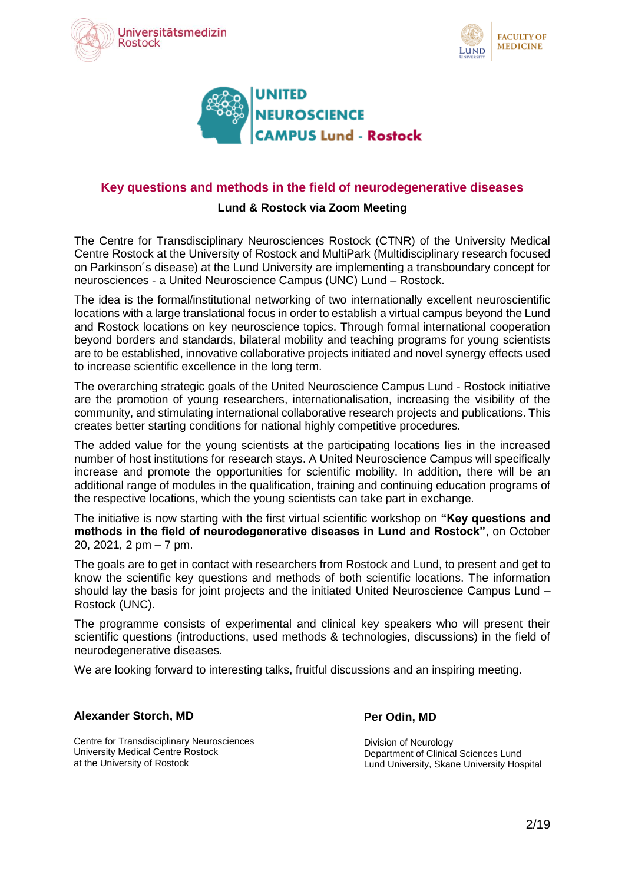## Key questions and methods in the field of neurodegenerative diseases

**Lund & Rostock via Zoom Meeting**

The Centre for Transdisciplinary Neurosciences Rostock (CTNR) of the University Medical Centre Rostock at the University of Rostock and MultiPark (Multidisciplinary research focused on Parkinson´s disease) at the Lund University are implementing a transboundary concept for neurosciences - a United Neuroscience Campus (UNC) Lund – Rostock.

The idea is the formal/institutional networking of two internationally excellent neuroscientific locations with a large translational focus in order to establish a virtual campus beyond the Lund and Rostock locations on key neuroscience topics. Through formal international cooperation beyond borders and standards, bilateral mobility and teaching programs for young scientists are to be established, innovative collaborative projects initiated and novel synergy effects used to increase scientific excellence in the long term.

The overarching strategic goals of the United Neuroscience Campus Lund - Rostock initiative are the promotion of young researchers, internationalisation, increasing the visibility of the community, and stimulating international collaborative research projects and publications. This creates better starting conditions for national highly competitive procedures.

The added value for the young scientists at the participating locations lies in the increased number of host institutions for research stays. A United Neuroscience Campus will specifically increase and promote the opportunities for scientific mobility. In addition, there will be an additional range of modules in the qualification, training and continuing education programs of the respective locations, which the young scientists can take part in exchange.

The initiative is now starting with the first virtual scientific workshop on **"Key questions and methods in the field of neurodegenerative diseases in Lund and Rostock"**, on October 20, 2021, 2 pm – 7 pm.

The goals are to get in contact with researchers from Rostock and Lund, to present and get to know the scientific key questions and methods of both scientific locations. The information should lay the basis for joint projects and the initiated United Neuroscience Campus Lund – Rostock (UNC).

The programme consists of experimental and clinical key speakers who will present their scientific questions (introductions, used methods & technologies, discussions) in the field of neurodegenerative diseases.

We are looking forward to interesting talks, fruitful discussions and an inspiring meeting.

**Alexander Storch, MD**

Centre for Transdisciplinary Neurosciences
University Medical Centre Rostock
at the University of Rostock

**Per Odin, MD**

Division of Neurology
Department of Clinical Sciences Lund
Lund University, Skane University Hospital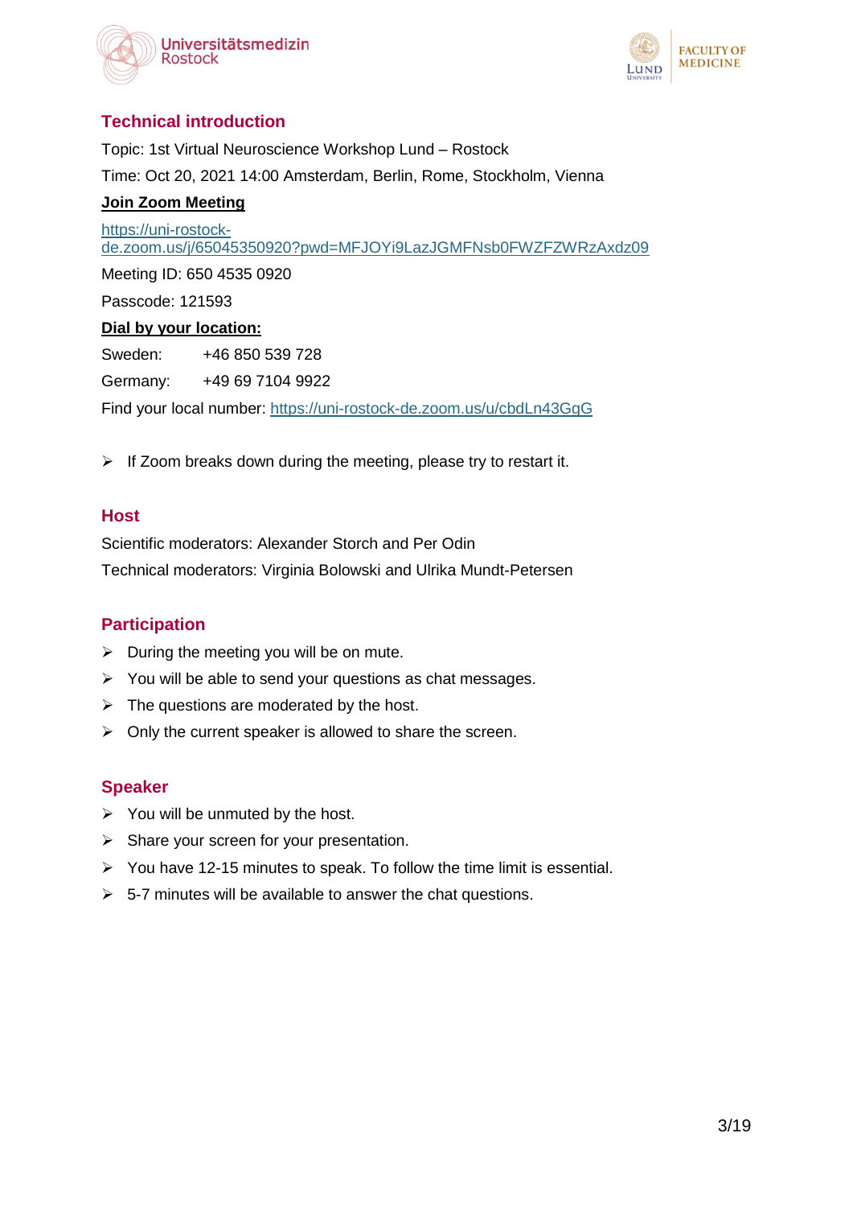## Technical introduction

Topic: 1st Virtual Neuroscience Workshop Lund – Rostock

Time: Oct 20, 2021 14:00 Amsterdam, Berlin, Rome, Stockholm, Vienna

**Join Zoom Meeting**

https://uni-rostock-de.zoom.us/j/65045350920?pwd=MFJOYi9LazJGMFNsb0FWZFZWRzAxdz09

Meeting ID: 650 4535 0920

Passcode: 121593

**Dial by your location:**

Sweden: +46 850 539 728

Germany: +49 69 7104 9922

Find your local number: https://uni-rostock-de.zoom.us/u/cbdLn43GgG

- If Zoom breaks down during the meeting, please try to restart it.

## Host

Scientific moderators: Alexander Storch and Per Odin

Technical moderators: Virginia Bolowski and Ulrika Mundt-Petersen

## Participation

- During the meeting you will be on mute.
- You will be able to send your questions as chat messages.
- The questions are moderated by the host.
- Only the current speaker is allowed to share the screen.

## Speaker

- You will be unmuted by the host.
- Share your screen for your presentation.
- You have 12-15 minutes to speak. To follow the time limit is essential.
- 5-7 minutes will be available to answer the chat questions.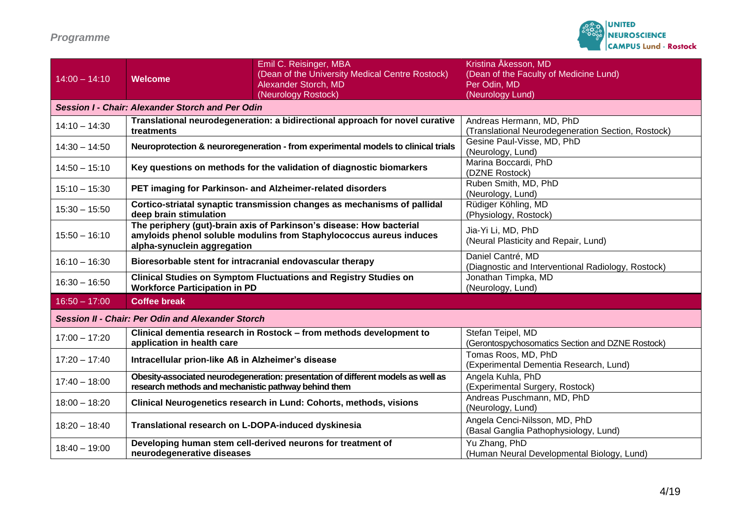# Programme

| Time | Topic | | Speaker |
|---|---|---|---|
| 14:00 – 14:10 | **Welcome** | Emil C. Reisinger, MBA (Dean of the University Medical Centre Rostock) Alexander Storch, MD (Neurology Rostock) | Kristina Åkesson, MD (Dean of the Faculty of Medicine Lund) Per Odin, MD (Neurology Lund) |
| ***Session I - Chair: Alexander Storch and Per Odin*** | | | |
| 14:10 – 14:30 | **Translational neurodegeneration: a bidirectional approach for novel curative treatments** | | Andreas Hermann, MD, PhD (Translational Neurodegeneration Section, Rostock) |
| 14:30 – 14:50 | **Neuroprotection & neuroregeneration - from experimental models to clinical trials** | | Gesine Paul-Visse, MD, PhD (Neurology, Lund) |
| 14:50 – 15:10 | **Key questions on methods for the validation of diagnostic biomarkers** | | Marina Boccardi, PhD (DZNE Rostock) |
| 15:10 – 15:30 | **PET imaging for Parkinson- and Alzheimer-related disorders** | | Ruben Smith, MD, PhD (Neurology, Lund) |
| 15:30 – 15:50 | **Cortico-striatal synaptic transmission changes as mechanisms of pallidal deep brain stimulation** | | Rüdiger Köhling, MD (Physiology, Rostock) |
| 15:50 – 16:10 | **The periphery (gut)-brain axis of Parkinson's disease: How bacterial amyloids phenol soluble modulins from Staphylococcus aureus induces alpha-synuclein aggregation** | | Jia-Yi Li, MD, PhD (Neural Plasticity and Repair, Lund) |
| 16:10 – 16:30 | **Bioresorbable stent for intracranial endovascular therapy** | | Daniel Cantré, MD (Diagnostic and Interventional Radiology, Rostock) |
| 16:30 – 16:50 | **Clinical Studies on Symptom Fluctuations and Registry Studies on Workforce Participation in PD** | | Jonathan Timpka, MD (Neurology, Lund) |
| 16:50 – 17:00 | **Coffee break** | | |
| ***Session II - Chair: Per Odin and Alexander Storch*** | | | |
| 17:00 – 17:20 | **Clinical dementia research in Rostock – from methods development to application in health care** | | Stefan Teipel, MD (Gerontospychosomatics Section and DZNE Rostock) |
| 17:20 – 17:40 | **Intracellular prion-like Aß in Alzheimer's disease** | | Tomas Roos, MD, PhD (Experimental Dementia Research, Lund) |
| 17:40 – 18:00 | **Obesity-associated neurodegeneration: presentation of different models as well as research methods and mechanistic pathway behind them** | | Angela Kuhla, PhD (Experimental Surgery, Rostock) |
| 18:00 – 18:20 | **Clinical Neurogenetics research in Lund: Cohorts, methods, visions** | | Andreas Puschmann, MD, PhD (Neurology, Lund) |
| 18:20 – 18:40 | **Translational research on L-DOPA-induced dyskinesia** | | Angela Cenci-Nilsson, MD, PhD (Basal Ganglia Pathophysiology, Lund) |
| 18:40 – 19:00 | **Developing human stem cell-derived neurons for treatment of neurodegenerative diseases** | | Yu Zhang, PhD (Human Neural Developmental Biology, Lund) |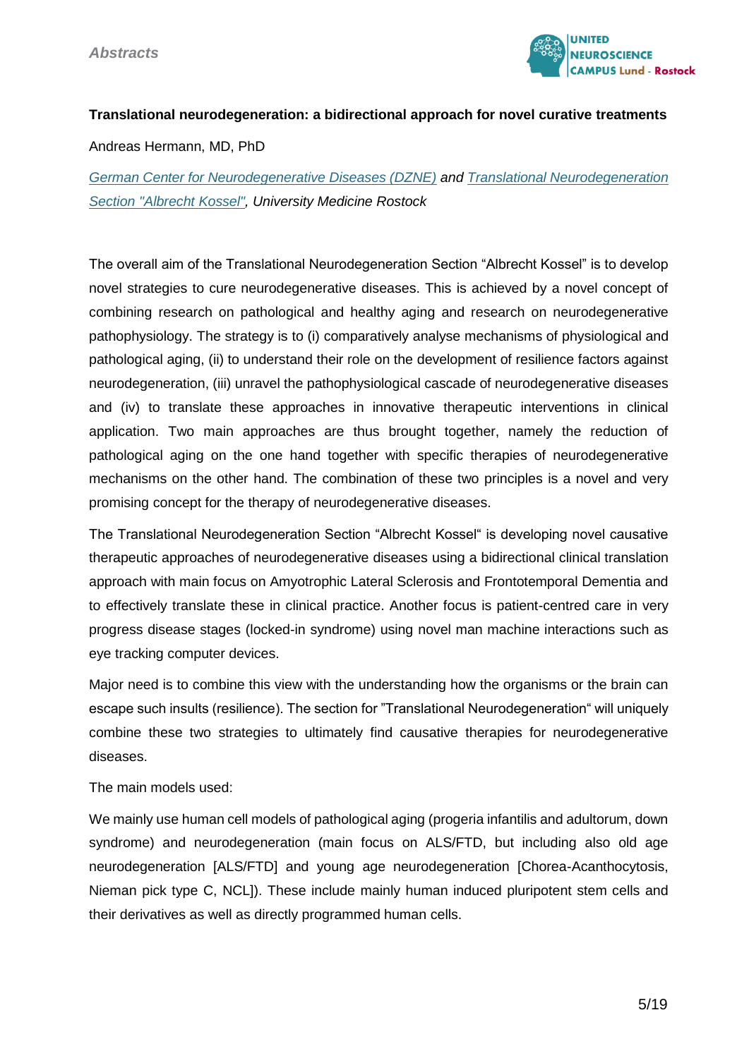### Translational neurodegeneration: a bidirectional approach for novel curative treatments

Andreas Hermann, MD, PhD

*German Center for Neurodegenerative Diseases (DZNE) and Translational Neurodegeneration Section "Albrecht Kossel", University Medicine Rostock*

The overall aim of the Translational Neurodegeneration Section "Albrecht Kossel" is to develop novel strategies to cure neurodegenerative diseases. This is achieved by a novel concept of combining research on pathological and healthy aging and research on neurodegenerative pathophysiology. The strategy is to (i) comparatively analyse mechanisms of physiological and pathological aging, (ii) to understand their role on the development of resilience factors against neurodegeneration, (iii) unravel the pathophysiological cascade of neurodegenerative diseases and (iv) to translate these approaches in innovative therapeutic interventions in clinical application. Two main approaches are thus brought together, namely the reduction of pathological aging on the one hand together with specific therapies of neurodegenerative mechanisms on the other hand. The combination of these two principles is a novel and very promising concept for the therapy of neurodegenerative diseases.

The Translational Neurodegeneration Section "Albrecht Kossel" is developing novel causative therapeutic approaches of neurodegenerative diseases using a bidirectional clinical translation approach with main focus on Amyotrophic Lateral Sclerosis and Frontotemporal Dementia and to effectively translate these in clinical practice. Another focus is patient-centred care in very progress disease stages (locked-in syndrome) using novel man machine interactions such as eye tracking computer devices.

Major need is to combine this view with the understanding how the organisms or the brain can escape such insults (resilience). The section for "Translational Neurodegeneration" will uniquely combine these two strategies to ultimately find causative therapies for neurodegenerative diseases.

The main models used:

We mainly use human cell models of pathological aging (progeria infantilis and adultorum, down syndrome) and neurodegeneration (main focus on ALS/FTD, but including also old age neurodegeneration [ALS/FTD] and young age neurodegeneration [Chorea-Acanthocytosis, Nieman pick type C, NCL]). These include mainly human induced pluripotent stem cells and their derivatives as well as directly programmed human cells.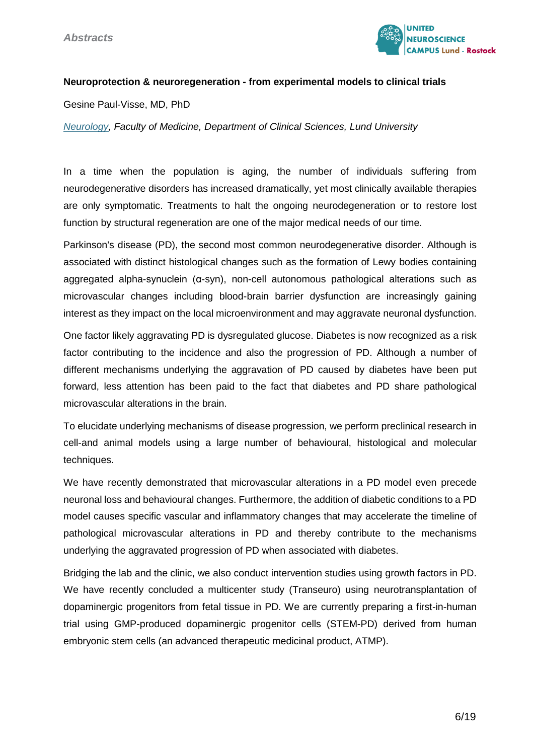**Neuroprotection & neuroregeneration - from experimental models to clinical trials**

Gesine Paul-Visse, MD, PhD

*Neurology, Faculty of Medicine, Department of Clinical Sciences, Lund University*

In a time when the population is aging, the number of individuals suffering from neurodegenerative disorders has increased dramatically, yet most clinically available therapies are only symptomatic. Treatments to halt the ongoing neurodegeneration or to restore lost function by structural regeneration are one of the major medical needs of our time.

Parkinson's disease (PD), the second most common neurodegenerative disorder. Although is associated with distinct histological changes such as the formation of Lewy bodies containing aggregated alpha-synuclein (α-syn), non-cell autonomous pathological alterations such as microvascular changes including blood-brain barrier dysfunction are increasingly gaining interest as they impact on the local microenvironment and may aggravate neuronal dysfunction.

One factor likely aggravating PD is dysregulated glucose. Diabetes is now recognized as a risk factor contributing to the incidence and also the progression of PD. Although a number of different mechanisms underlying the aggravation of PD caused by diabetes have been put forward, less attention has been paid to the fact that diabetes and PD share pathological microvascular alterations in the brain.

To elucidate underlying mechanisms of disease progression, we perform preclinical research in cell-and animal models using a large number of behavioural, histological and molecular techniques.

We have recently demonstrated that microvascular alterations in a PD model even precede neuronal loss and behavioural changes. Furthermore, the addition of diabetic conditions to a PD model causes specific vascular and inflammatory changes that may accelerate the timeline of pathological microvascular alterations in PD and thereby contribute to the mechanisms underlying the aggravated progression of PD when associated with diabetes.

Bridging the lab and the clinic, we also conduct intervention studies using growth factors in PD. We have recently concluded a multicenter study (Transeuro) using neurotransplantation of dopaminergic progenitors from fetal tissue in PD. We are currently preparing a first-in-human trial using GMP-produced dopaminergic progenitor cells (STEM-PD) derived from human embryonic stem cells (an advanced therapeutic medicinal product, ATMP).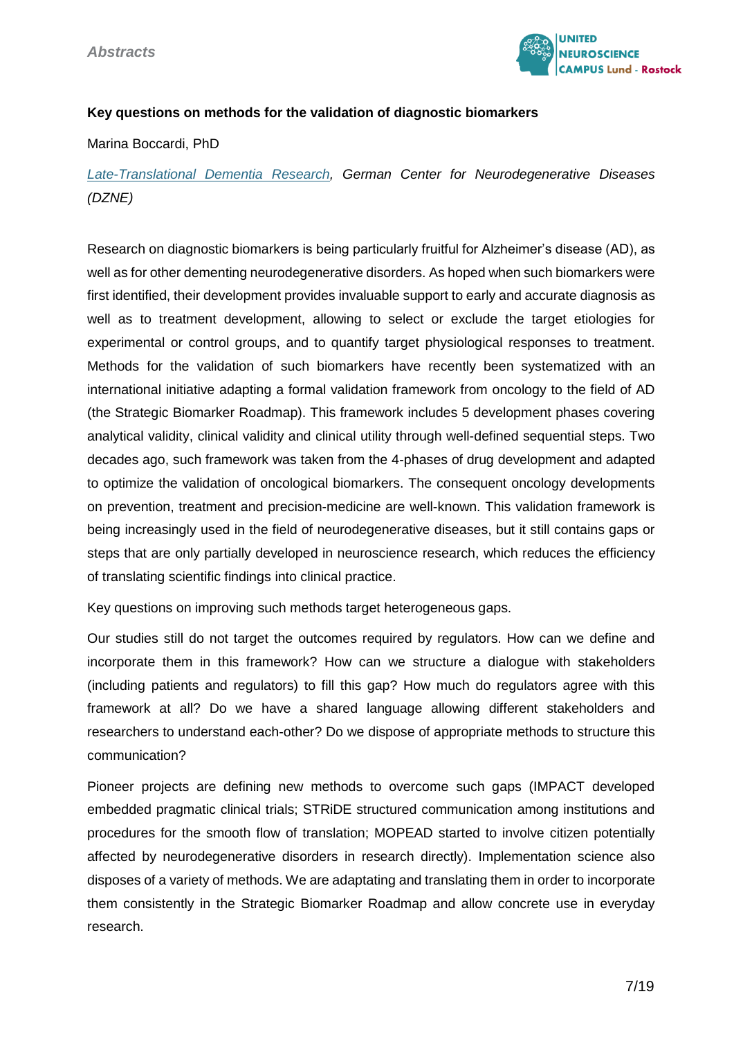### Key questions on methods for the validation of diagnostic biomarkers

Marina Boccardi, PhD

*Late-Translational Dementia Research, German Center for Neurodegenerative Diseases (DZNE)*

Research on diagnostic biomarkers is being particularly fruitful for Alzheimer's disease (AD), as well as for other dementing neurodegenerative disorders. As hoped when such biomarkers were first identified, their development provides invaluable support to early and accurate diagnosis as well as to treatment development, allowing to select or exclude the target etiologies for experimental or control groups, and to quantify target physiological responses to treatment. Methods for the validation of such biomarkers have recently been systematized with an international initiative adapting a formal validation framework from oncology to the field of AD (the Strategic Biomarker Roadmap). This framework includes 5 development phases covering analytical validity, clinical validity and clinical utility through well-defined sequential steps. Two decades ago, such framework was taken from the 4-phases of drug development and adapted to optimize the validation of oncological biomarkers. The consequent oncology developments on prevention, treatment and precision-medicine are well-known. This validation framework is being increasingly used in the field of neurodegenerative diseases, but it still contains gaps or steps that are only partially developed in neuroscience research, which reduces the efficiency of translating scientific findings into clinical practice.

Key questions on improving such methods target heterogeneous gaps.

Our studies still do not target the outcomes required by regulators. How can we define and incorporate them in this framework? How can we structure a dialogue with stakeholders (including patients and regulators) to fill this gap? How much do regulators agree with this framework at all? Do we have a shared language allowing different stakeholders and researchers to understand each-other? Do we dispose of appropriate methods to structure this communication?

Pioneer projects are defining new methods to overcome such gaps (IMPACT developed embedded pragmatic clinical trials; STRiDE structured communication among institutions and procedures for the smooth flow of translation; MOPEAD started to involve citizen potentially affected by neurodegenerative disorders in research directly). Implementation science also disposes of a variety of methods. We are adaptating and translating them in order to incorporate them consistently in the Strategic Biomarker Roadmap and allow concrete use in everyday research.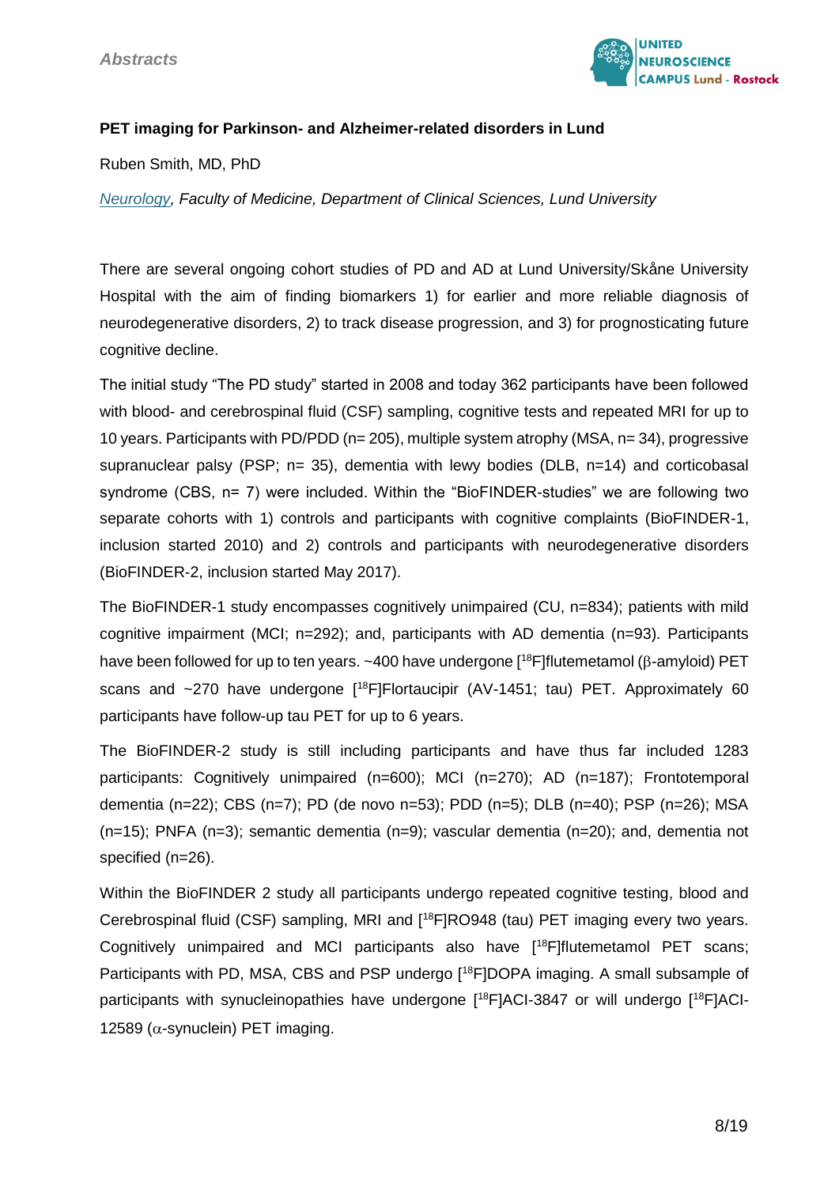**PET imaging for Parkinson- and Alzheimer-related disorders in Lund**

Ruben Smith, MD, PhD

*Neurology, Faculty of Medicine, Department of Clinical Sciences, Lund University*

There are several ongoing cohort studies of PD and AD at Lund University/Skåne University Hospital with the aim of finding biomarkers 1) for earlier and more reliable diagnosis of neurodegenerative disorders, 2) to track disease progression, and 3) for prognosticating future cognitive decline.

The initial study "The PD study" started in 2008 and today 362 participants have been followed with blood- and cerebrospinal fluid (CSF) sampling, cognitive tests and repeated MRI for up to 10 years. Participants with PD/PDD (n= 205), multiple system atrophy (MSA, n= 34), progressive supranuclear palsy (PSP; n= 35), dementia with lewy bodies (DLB, n=14) and corticobasal syndrome (CBS, n= 7) were included. Within the "BioFINDER-studies" we are following two separate cohorts with 1) controls and participants with cognitive complaints (BioFINDER-1, inclusion started 2010) and 2) controls and participants with neurodegenerative disorders (BioFINDER-2, inclusion started May 2017).

The BioFINDER-1 study encompasses cognitively unimpaired (CU, n=834); patients with mild cognitive impairment (MCI; n=292); and, participants with AD dementia (n=93). Participants have been followed for up to ten years. ~400 have undergone [$^{18}$F]flutemetamol ($\beta$-amyloid) PET scans and ~270 have undergone [$^{18}$F]Flortaucipir (AV-1451; tau) PET. Approximately 60 participants have follow-up tau PET for up to 6 years.

The BioFINDER-2 study is still including participants and have thus far included 1283 participants: Cognitively unimpaired (n=600); MCI (n=270); AD (n=187); Frontotemporal dementia (n=22); CBS (n=7); PD (de novo n=53); PDD (n=5); DLB (n=40); PSP (n=26); MSA (n=15); PNFA (n=3); semantic dementia (n=9); vascular dementia (n=20); and, dementia not specified (n=26).

Within the BioFINDER 2 study all participants undergo repeated cognitive testing, blood and Cerebrospinal fluid (CSF) sampling, MRI and [$^{18}$F]RO948 (tau) PET imaging every two years. Cognitively unimpaired and MCI participants also have [$^{18}$F]flutemetamol PET scans; Participants with PD, MSA, CBS and PSP undergo [$^{18}$F]DOPA imaging. A small subsample of participants with synucleinopathies have undergone [$^{18}$F]ACI-3847 or will undergo [$^{18}$F]ACI-12589 ($\alpha$-synuclein) PET imaging.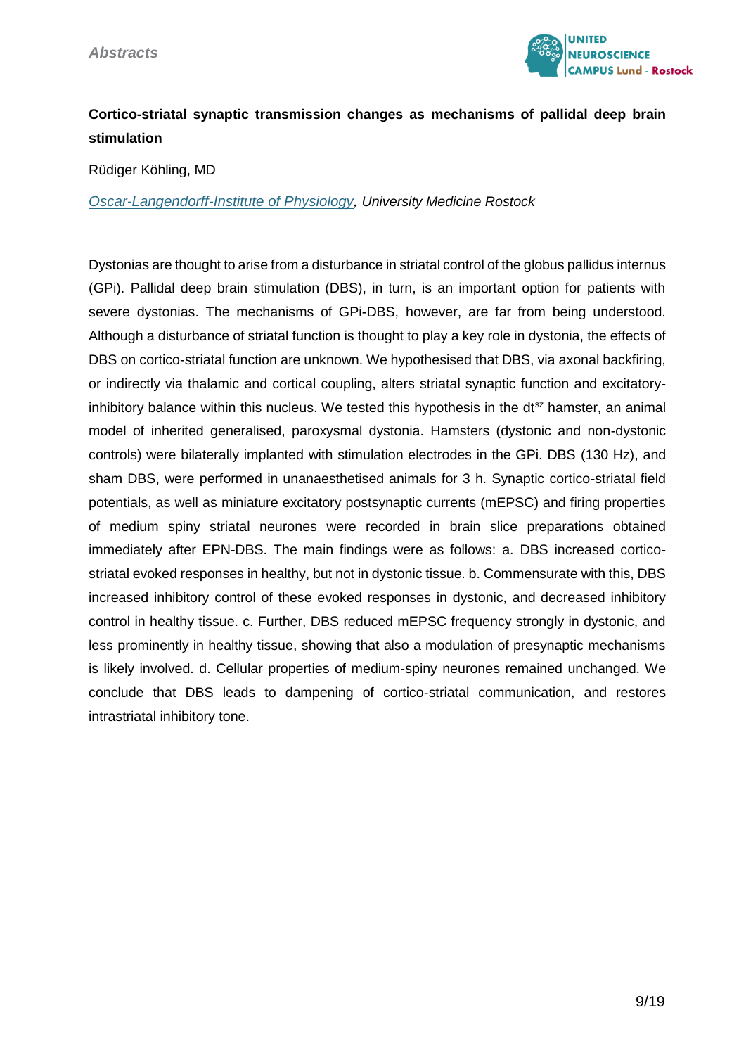## Cortico-striatal synaptic transmission changes as mechanisms of pallidal deep brain stimulation

Rüdiger Köhling, MD

*Oscar-Langendorff-Institute of Physiology, University Medicine Rostock*

Dystonias are thought to arise from a disturbance in striatal control of the globus pallidus internus (GPi). Pallidal deep brain stimulation (DBS), in turn, is an important option for patients with severe dystonias. The mechanisms of GPi-DBS, however, are far from being understood. Although a disturbance of striatal function is thought to play a key role in dystonia, the effects of DBS on cortico-striatal function are unknown. We hypothesised that DBS, via axonal backfiring, or indirectly via thalamic and cortical coupling, alters striatal synaptic function and excitatory-inhibitory balance within this nucleus. We tested this hypothesis in the $dt^{sz}$ hamster, an animal model of inherited generalised, paroxysmal dystonia. Hamsters (dystonic and non-dystonic controls) were bilaterally implanted with stimulation electrodes in the GPi. DBS (130 Hz), and sham DBS, were performed in unanaesthetised animals for 3 h. Synaptic cortico-striatal field potentials, as well as miniature excitatory postsynaptic currents (mEPSC) and firing properties of medium spiny striatal neurones were recorded in brain slice preparations obtained immediately after EPN-DBS. The main findings were as follows: a. DBS increased cortico-striatal evoked responses in healthy, but not in dystonic tissue. b. Commensurate with this, DBS increased inhibitory control of these evoked responses in dystonic, and decreased inhibitory control in healthy tissue. c. Further, DBS reduced mEPSC frequency strongly in dystonic, and less prominently in healthy tissue, showing that also a modulation of presynaptic mechanisms is likely involved. d. Cellular properties of medium-spiny neurones remained unchanged. We conclude that DBS leads to dampening of cortico-striatal communication, and restores intrastriatal inhibitory tone.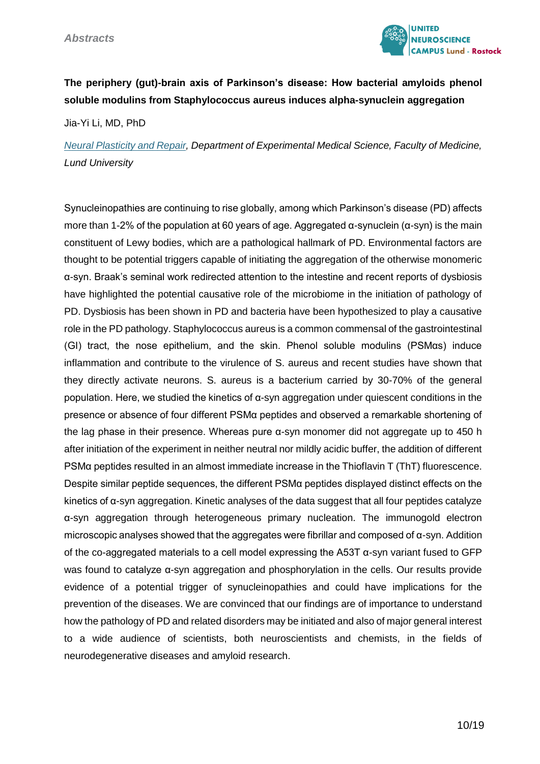**The periphery (gut)-brain axis of Parkinson's disease: How bacterial amyloids phenol soluble modulins from Staphylococcus aureus induces alpha-synuclein aggregation**

Jia-Yi Li, MD, PhD

*Neural Plasticity and Repair, Department of Experimental Medical Science, Faculty of Medicine, Lund University*

Synucleinopathies are continuing to rise globally, among which Parkinson's disease (PD) affects more than 1-2% of the population at 60 years of age. Aggregated α-synuclein (α-syn) is the main constituent of Lewy bodies, which are a pathological hallmark of PD. Environmental factors are thought to be potential triggers capable of initiating the aggregation of the otherwise monomeric α-syn. Braak's seminal work redirected attention to the intestine and recent reports of dysbiosis have highlighted the potential causative role of the microbiome in the initiation of pathology of PD. Dysbiosis has been shown in PD and bacteria have been hypothesized to play a causative role in the PD pathology. Staphylococcus aureus is a common commensal of the gastrointestinal (GI) tract, the nose epithelium, and the skin. Phenol soluble modulins (PSMαs) induce inflammation and contribute to the virulence of S. aureus and recent studies have shown that they directly activate neurons. S. aureus is a bacterium carried by 30-70% of the general population. Here, we studied the kinetics of α-syn aggregation under quiescent conditions in the presence or absence of four different PSMα peptides and observed a remarkable shortening of the lag phase in their presence. Whereas pure α-syn monomer did not aggregate up to 450 h after initiation of the experiment in neither neutral nor mildly acidic buffer, the addition of different PSMα peptides resulted in an almost immediate increase in the Thioflavin T (ThT) fluorescence. Despite similar peptide sequences, the different PSMα peptides displayed distinct effects on the kinetics of α-syn aggregation. Kinetic analyses of the data suggest that all four peptides catalyze α-syn aggregation through heterogeneous primary nucleation. The immunogold electron microscopic analyses showed that the aggregates were fibrillar and composed of α-syn. Addition of the co-aggregated materials to a cell model expressing the A53T α-syn variant fused to GFP was found to catalyze α-syn aggregation and phosphorylation in the cells. Our results provide evidence of a potential trigger of synucleinopathies and could have implications for the prevention of the diseases. We are convinced that our findings are of importance to understand how the pathology of PD and related disorders may be initiated and also of major general interest to a wide audience of scientists, both neuroscientists and chemists, in the fields of neurodegenerative diseases and amyloid research.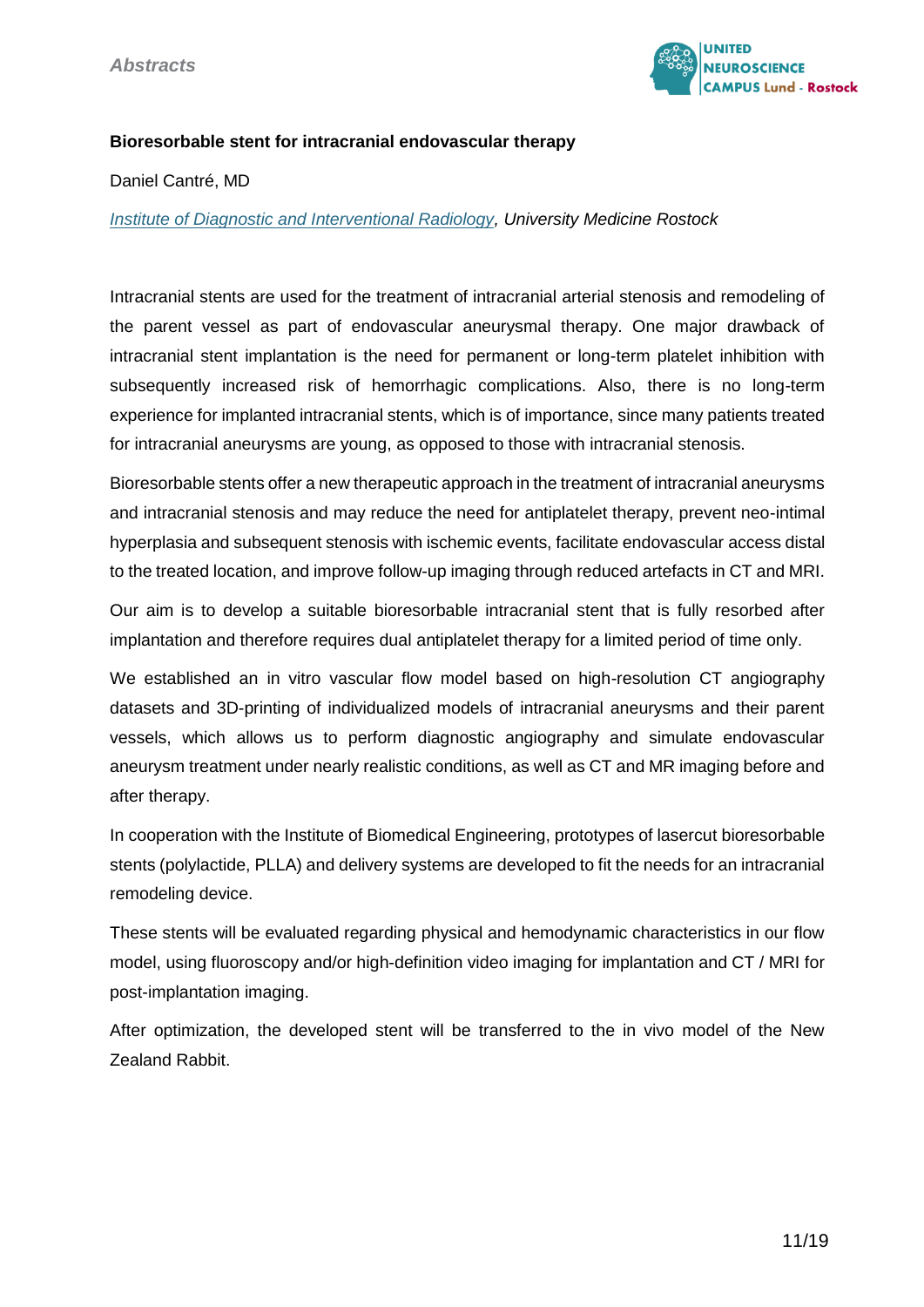**Bioresorbable stent for intracranial endovascular therapy**

Daniel Cantré, MD

*Institute of Diagnostic and Interventional Radiology, University Medicine Rostock*

Intracranial stents are used for the treatment of intracranial arterial stenosis and remodeling of the parent vessel as part of endovascular aneurysmal therapy. One major drawback of intracranial stent implantation is the need for permanent or long-term platelet inhibition with subsequently increased risk of hemorrhagic complications. Also, there is no long-term experience for implanted intracranial stents, which is of importance, since many patients treated for intracranial aneurysms are young, as opposed to those with intracranial stenosis.

Bioresorbable stents offer a new therapeutic approach in the treatment of intracranial aneurysms and intracranial stenosis and may reduce the need for antiplatelet therapy, prevent neo-intimal hyperplasia and subsequent stenosis with ischemic events, facilitate endovascular access distal to the treated location, and improve follow-up imaging through reduced artefacts in CT and MRI.

Our aim is to develop a suitable bioresorbable intracranial stent that is fully resorbed after implantation and therefore requires dual antiplatelet therapy for a limited period of time only.

We established an in vitro vascular flow model based on high-resolution CT angiography datasets and 3D-printing of individualized models of intracranial aneurysms and their parent vessels, which allows us to perform diagnostic angiography and simulate endovascular aneurysm treatment under nearly realistic conditions, as well as CT and MR imaging before and after therapy.

In cooperation with the Institute of Biomedical Engineering, prototypes of lasercut bioresorbable stents (polylactide, PLLA) and delivery systems are developed to fit the needs for an intracranial remodeling device.

These stents will be evaluated regarding physical and hemodynamic characteristics in our flow model, using fluoroscopy and/or high-definition video imaging for implantation and CT / MRI for post-implantation imaging.

After optimization, the developed stent will be transferred to the in vivo model of the New Zealand Rabbit.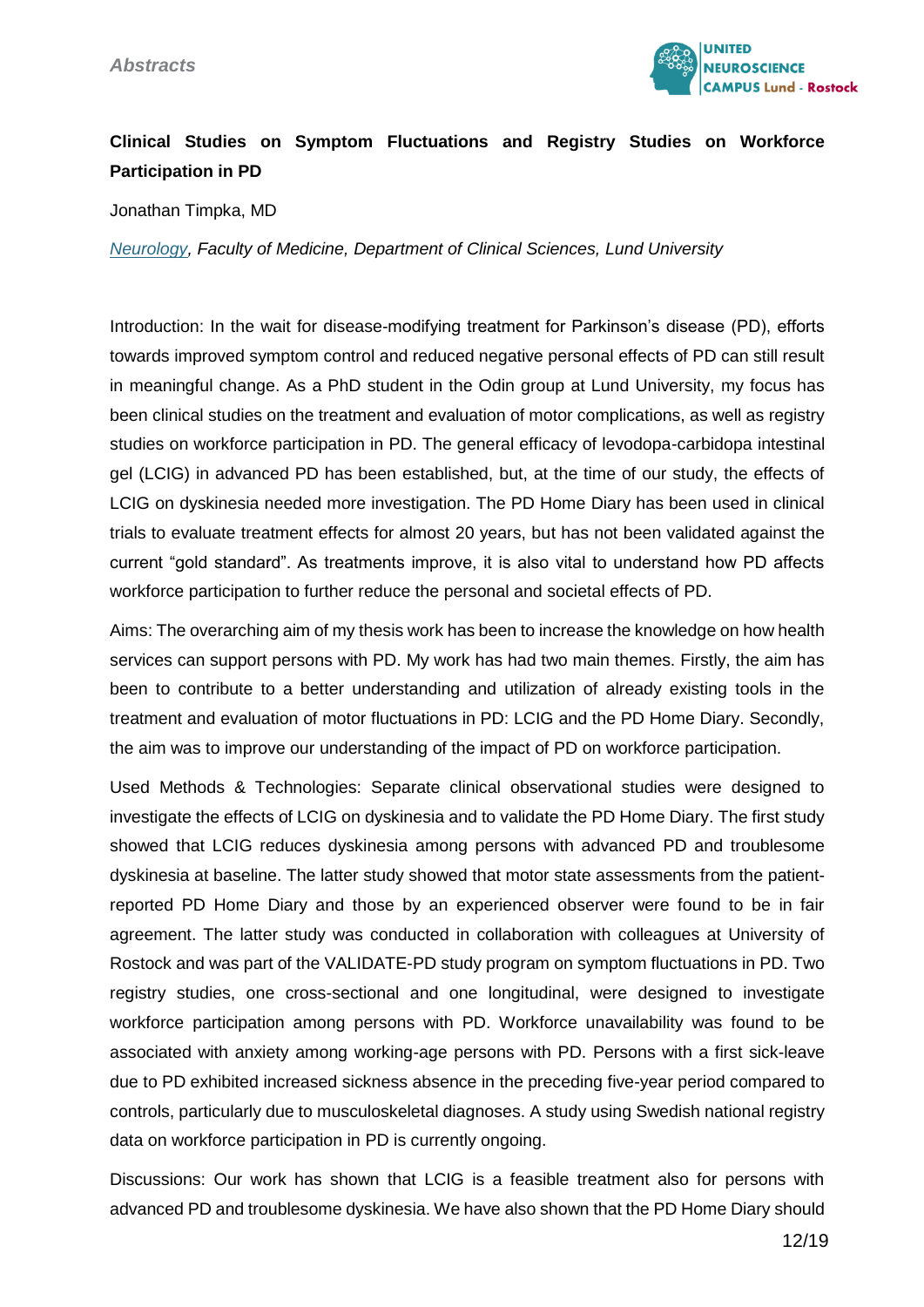## Clinical Studies on Symptom Fluctuations and Registry Studies on Workforce Participation in PD

Jonathan Timpka, MD

*[Neurology](), Faculty of Medicine, Department of Clinical Sciences, Lund University*

Introduction: In the wait for disease-modifying treatment for Parkinson's disease (PD), efforts towards improved symptom control and reduced negative personal effects of PD can still result in meaningful change. As a PhD student in the Odin group at Lund University, my focus has been clinical studies on the treatment and evaluation of motor complications, as well as registry studies on workforce participation in PD. The general efficacy of levodopa-carbidopa intestinal gel (LCIG) in advanced PD has been established, but, at the time of our study, the effects of LCIG on dyskinesia needed more investigation. The PD Home Diary has been used in clinical trials to evaluate treatment effects for almost 20 years, but has not been validated against the current "gold standard". As treatments improve, it is also vital to understand how PD affects workforce participation to further reduce the personal and societal effects of PD.

Aims: The overarching aim of my thesis work has been to increase the knowledge on how health services can support persons with PD. My work has had two main themes. Firstly, the aim has been to contribute to a better understanding and utilization of already existing tools in the treatment and evaluation of motor fluctuations in PD: LCIG and the PD Home Diary. Secondly, the aim was to improve our understanding of the impact of PD on workforce participation.

Used Methods & Technologies: Separate clinical observational studies were designed to investigate the effects of LCIG on dyskinesia and to validate the PD Home Diary. The first study showed that LCIG reduces dyskinesia among persons with advanced PD and troublesome dyskinesia at baseline. The latter study showed that motor state assessments from the patient-reported PD Home Diary and those by an experienced observer were found to be in fair agreement. The latter study was conducted in collaboration with colleagues at University of Rostock and was part of the VALIDATE-PD study program on symptom fluctuations in PD. Two registry studies, one cross-sectional and one longitudinal, were designed to investigate workforce participation among persons with PD. Workforce unavailability was found to be associated with anxiety among working-age persons with PD. Persons with a first sick-leave due to PD exhibited increased sickness absence in the preceding five-year period compared to controls, particularly due to musculoskeletal diagnoses. A study using Swedish national registry data on workforce participation in PD is currently ongoing.

Discussions: Our work has shown that LCIG is a feasible treatment also for persons with advanced PD and troublesome dyskinesia. We have also shown that the PD Home Diary should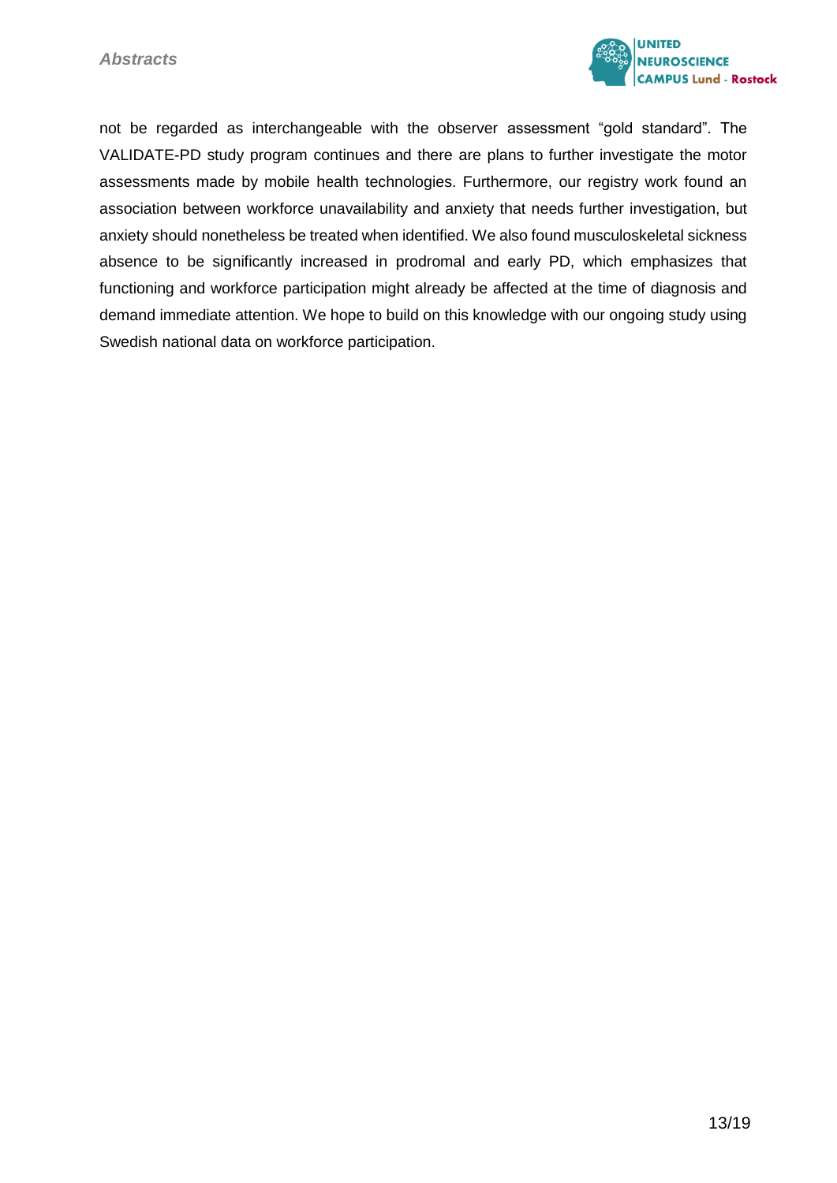not be regarded as interchangeable with the observer assessment “gold standard”. The VALIDATE-PD study program continues and there are plans to further investigate the motor assessments made by mobile health technologies. Furthermore, our registry work found an association between workforce unavailability and anxiety that needs further investigation, but anxiety should nonetheless be treated when identified. We also found musculoskeletal sickness absence to be significantly increased in prodromal and early PD, which emphasizes that functioning and workforce participation might already be affected at the time of diagnosis and demand immediate attention. We hope to build on this knowledge with our ongoing study using Swedish national data on workforce participation.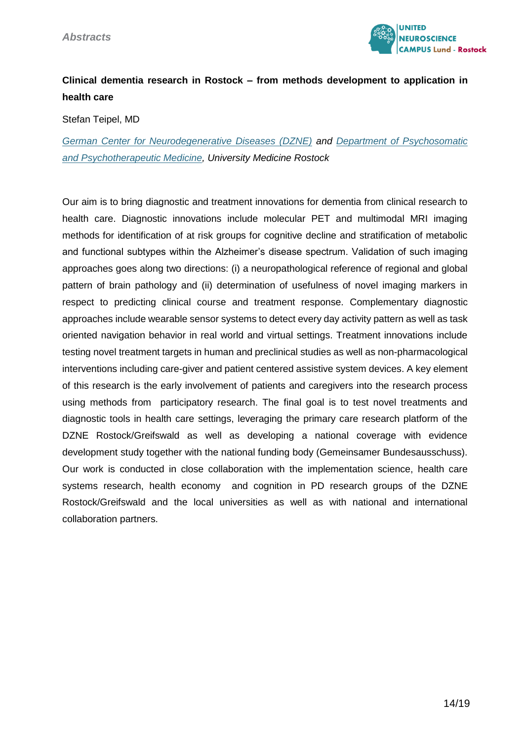## Clinical dementia research in Rostock – from methods development to application in health care

Stefan Teipel, MD

*German Center for Neurodegenerative Diseases (DZNE) and Department of Psychosomatic and Psychotherapeutic Medicine, University Medicine Rostock*

Our aim is to bring diagnostic and treatment innovations for dementia from clinical research to health care. Diagnostic innovations include molecular PET and multimodal MRI imaging methods for identification of at risk groups for cognitive decline and stratification of metabolic and functional subtypes within the Alzheimer's disease spectrum. Validation of such imaging approaches goes along two directions: (i) a neuropathological reference of regional and global pattern of brain pathology and (ii) determination of usefulness of novel imaging markers in respect to predicting clinical course and treatment response. Complementary diagnostic approaches include wearable sensor systems to detect every day activity pattern as well as task oriented navigation behavior in real world and virtual settings. Treatment innovations include testing novel treatment targets in human and preclinical studies as well as non-pharmacological interventions including care-giver and patient centered assistive system devices. A key element of this research is the early involvement of patients and caregivers into the research process using methods from participatory research. The final goal is to test novel treatments and diagnostic tools in health care settings, leveraging the primary care research platform of the DZNE Rostock/Greifswald as well as developing a national coverage with evidence development study together with the national funding body (Gemeinsamer Bundesausschuss). Our work is conducted in close collaboration with the implementation science, health care systems research, health economy and cognition in PD research groups of the DZNE Rostock/Greifswald and the local universities as well as with national and international collaboration partners.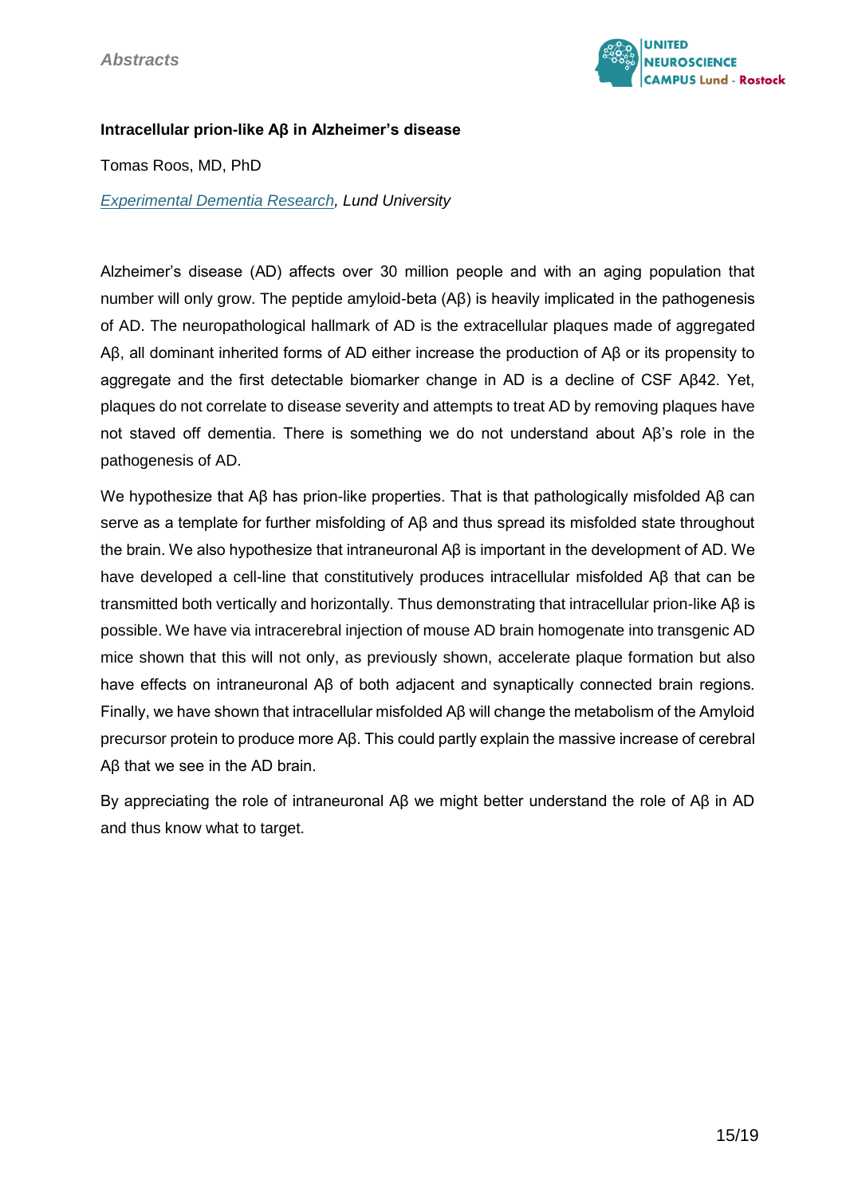**Intracellular prion-like Aβ in Alzheimer's disease**

Tomas Roos, MD, PhD

*Experimental Dementia Research, Lund University*

Alzheimer's disease (AD) affects over 30 million people and with an aging population that number will only grow. The peptide amyloid-beta (Aβ) is heavily implicated in the pathogenesis of AD. The neuropathological hallmark of AD is the extracellular plaques made of aggregated Aβ, all dominant inherited forms of AD either increase the production of Aβ or its propensity to aggregate and the first detectable biomarker change in AD is a decline of CSF Aβ42. Yet, plaques do not correlate to disease severity and attempts to treat AD by removing plaques have not staved off dementia. There is something we do not understand about Aβ's role in the pathogenesis of AD.

We hypothesize that Aβ has prion-like properties. That is that pathologically misfolded Aβ can serve as a template for further misfolding of Aβ and thus spread its misfolded state throughout the brain. We also hypothesize that intraneuronal Aβ is important in the development of AD. We have developed a cell-line that constitutively produces intracellular misfolded Aβ that can be transmitted both vertically and horizontally. Thus demonstrating that intracellular prion-like Aβ is possible. We have via intracerebral injection of mouse AD brain homogenate into transgenic AD mice shown that this will not only, as previously shown, accelerate plaque formation but also have effects on intraneuronal Aβ of both adjacent and synaptically connected brain regions. Finally, we have shown that intracellular misfolded Aβ will change the metabolism of the Amyloid precursor protein to produce more Aβ. This could partly explain the massive increase of cerebral Aβ that we see in the AD brain.

By appreciating the role of intraneuronal Aβ we might better understand the role of Aβ in AD and thus know what to target.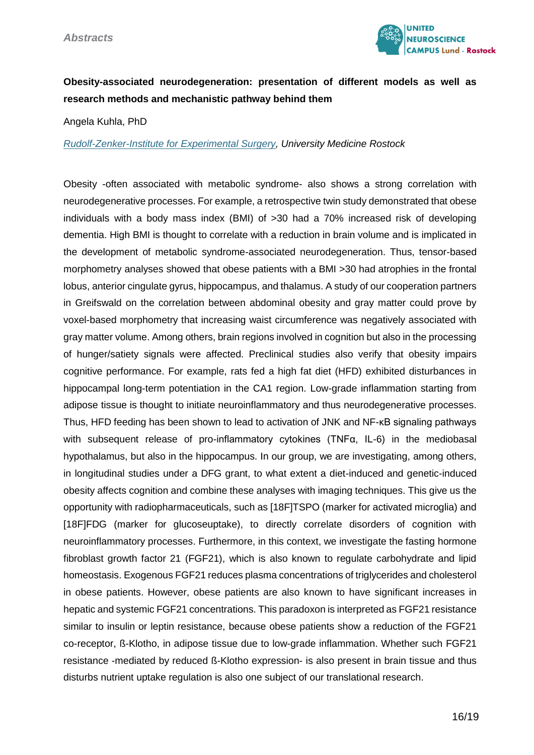**Obesity-associated neurodegeneration: presentation of different models as well as research methods and mechanistic pathway behind them**

Angela Kuhla, PhD

*Rudolf-Zenker-Institute for Experimental Surgery, University Medicine Rostock*

Obesity -often associated with metabolic syndrome- also shows a strong correlation with neurodegenerative processes. For example, a retrospective twin study demonstrated that obese individuals with a body mass index (BMI) of >30 had a 70% increased risk of developing dementia. High BMI is thought to correlate with a reduction in brain volume and is implicated in the development of metabolic syndrome-associated neurodegeneration. Thus, tensor-based morphometry analyses showed that obese patients with a BMI >30 had atrophies in the frontal lobus, anterior cingulate gyrus, hippocampus, and thalamus. A study of our cooperation partners in Greifswald on the correlation between abdominal obesity and gray matter could prove by voxel-based morphometry that increasing waist circumference was negatively associated with gray matter volume. Among others, brain regions involved in cognition but also in the processing of hunger/satiety signals were affected. Preclinical studies also verify that obesity impairs cognitive performance. For example, rats fed a high fat diet (HFD) exhibited disturbances in hippocampal long-term potentiation in the CA1 region. Low-grade inflammation starting from adipose tissue is thought to initiate neuroinflammatory and thus neurodegenerative processes. Thus, HFD feeding has been shown to lead to activation of JNK and NF-κB signaling pathways with subsequent release of pro-inflammatory cytokines (TNFα, IL-6) in the mediobasal hypothalamus, but also in the hippocampus. In our group, we are investigating, among others, in longitudinal studies under a DFG grant, to what extent a diet-induced and genetic-induced obesity affects cognition and combine these analyses with imaging techniques. This give us the opportunity with radiopharmaceuticals, such as [18F]TSPO (marker for activated microglia) and [18F]FDG (marker for glucoseuptake), to directly correlate disorders of cognition with neuroinflammatory processes. Furthermore, in this context, we investigate the fasting hormone fibroblast growth factor 21 (FGF21), which is also known to regulate carbohydrate and lipid homeostasis. Exogenous FGF21 reduces plasma concentrations of triglycerides and cholesterol in obese patients. However, obese patients are also known to have significant increases in hepatic and systemic FGF21 concentrations. This paradoxon is interpreted as FGF21 resistance similar to insulin or leptin resistance, because obese patients show a reduction of the FGF21 co-receptor, ß-Klotho, in adipose tissue due to low-grade inflammation. Whether such FGF21 resistance -mediated by reduced ß-Klotho expression- is also present in brain tissue and thus disturbs nutrient uptake regulation is also one subject of our translational research.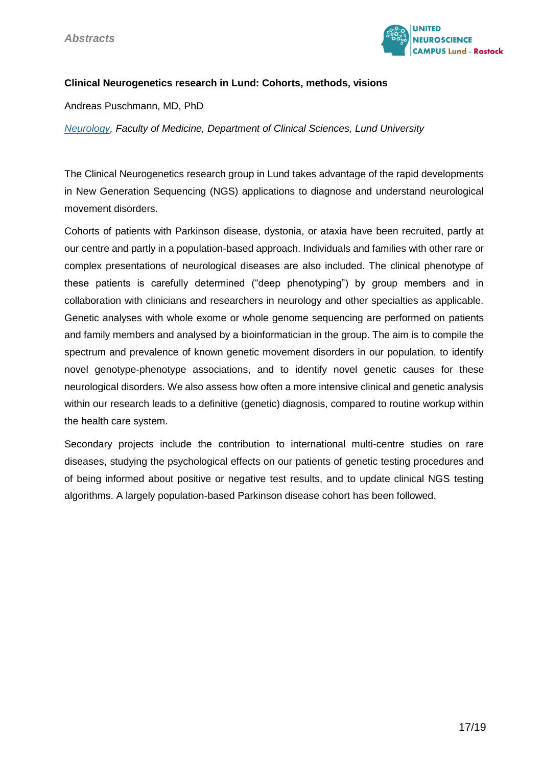### Clinical Neurogenetics research in Lund: Cohorts, methods, visions

Andreas Puschmann, MD, PhD

*Neurology, Faculty of Medicine, Department of Clinical Sciences, Lund University*

The Clinical Neurogenetics research group in Lund takes advantage of the rapid developments in New Generation Sequencing (NGS) applications to diagnose and understand neurological movement disorders.

Cohorts of patients with Parkinson disease, dystonia, or ataxia have been recruited, partly at our centre and partly in a population-based approach. Individuals and families with other rare or complex presentations of neurological diseases are also included. The clinical phenotype of these patients is carefully determined ("deep phenotyping") by group members and in collaboration with clinicians and researchers in neurology and other specialties as applicable. Genetic analyses with whole exome or whole genome sequencing are performed on patients and family members and analysed by a bioinformatician in the group. The aim is to compile the spectrum and prevalence of known genetic movement disorders in our population, to identify novel genotype-phenotype associations, and to identify novel genetic causes for these neurological disorders. We also assess how often a more intensive clinical and genetic analysis within our research leads to a definitive (genetic) diagnosis, compared to routine workup within the health care system.

Secondary projects include the contribution to international multi-centre studies on rare diseases, studying the psychological effects on our patients of genetic testing procedures and of being informed about positive or negative test results, and to update clinical NGS testing algorithms. A largely population-based Parkinson disease cohort has been followed.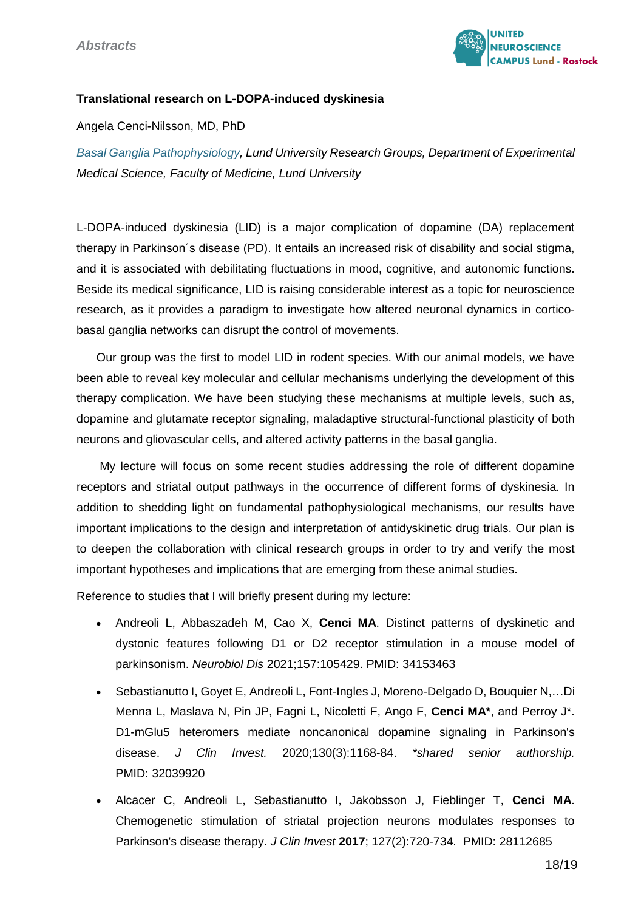### Translational research on L-DOPA-induced dyskinesia

Angela Cenci-Nilsson, MD, PhD

*Basal Ganglia Pathophysiology, Lund University Research Groups, Department of Experimental Medical Science, Faculty of Medicine, Lund University*

L-DOPA-induced dyskinesia (LID) is a major complication of dopamine (DA) replacement therapy in Parkinson´s disease (PD). It entails an increased risk of disability and social stigma, and it is associated with debilitating fluctuations in mood, cognitive, and autonomic functions. Beside its medical significance, LID is raising considerable interest as a topic for neuroscience research, as it provides a paradigm to investigate how altered neuronal dynamics in cortico-basal ganglia networks can disrupt the control of movements.

Our group was the first to model LID in rodent species. With our animal models, we have been able to reveal key molecular and cellular mechanisms underlying the development of this therapy complication. We have been studying these mechanisms at multiple levels, such as, dopamine and glutamate receptor signaling, maladaptive structural-functional plasticity of both neurons and gliovascular cells, and altered activity patterns in the basal ganglia.

My lecture will focus on some recent studies addressing the role of different dopamine receptors and striatal output pathways in the occurrence of different forms of dyskinesia. In addition to shedding light on fundamental pathophysiological mechanisms, our results have important implications to the design and interpretation of antidyskinetic drug trials. Our plan is to deepen the collaboration with clinical research groups in order to try and verify the most important hypotheses and implications that are emerging from these animal studies.

Reference to studies that I will briefly present during my lecture:

- Andreoli L, Abbaszadeh M, Cao X, **Cenci MA**. Distinct patterns of dyskinetic and dystonic features following D1 or D2 receptor stimulation in a mouse model of parkinsonism. *Neurobiol Dis* 2021;157:105429. PMID: 34153463
- Sebastianutto I, Goyet E, Andreoli L, Font-Ingles J, Moreno-Delgado D, Bouquier N,…Di Menna L, Maslava N, Pin JP, Fagni L, Nicoletti F, Ango F, **Cenci MA***, and Perroy J*. D1-mGlu5 heteromers mediate noncanonical dopamine signaling in Parkinson's disease. *J Clin Invest.* 2020;130(3):1168-84. *\*shared senior authorship.* PMID: 32039920
- Alcacer C, Andreoli L, Sebastianutto I, Jakobsson J, Fieblinger T, **Cenci MA**. Chemogenetic stimulation of striatal projection neurons modulates responses to Parkinson's disease therapy. *J Clin Invest* **2017**; 127(2):720-734. PMID: 28112685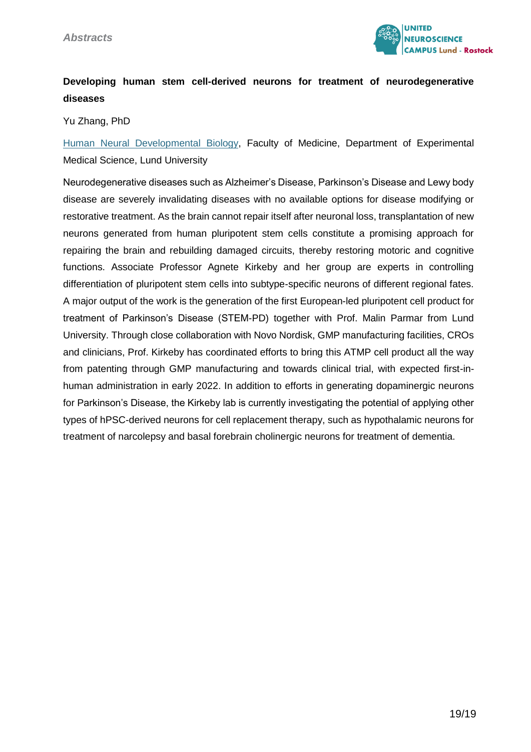## Developing human stem cell-derived neurons for treatment of neurodegenerative diseases

Yu Zhang, PhD

Human Neural Developmental Biology, Faculty of Medicine, Department of Experimental Medical Science, Lund University

Neurodegenerative diseases such as Alzheimer's Disease, Parkinson's Disease and Lewy body disease are severely invalidating diseases with no available options for disease modifying or restorative treatment. As the brain cannot repair itself after neuronal loss, transplantation of new neurons generated from human pluripotent stem cells constitute a promising approach for repairing the brain and rebuilding damaged circuits, thereby restoring motoric and cognitive functions. Associate Professor Agnete Kirkeby and her group are experts in controlling differentiation of pluripotent stem cells into subtype-specific neurons of different regional fates. A major output of the work is the generation of the first European-led pluripotent cell product for treatment of Parkinson's Disease (STEM-PD) together with Prof. Malin Parmar from Lund University. Through close collaboration with Novo Nordisk, GMP manufacturing facilities, CROs and clinicians, Prof. Kirkeby has coordinated efforts to bring this ATMP cell product all the way from patenting through GMP manufacturing and towards clinical trial, with expected first-in-human administration in early 2022. In addition to efforts in generating dopaminergic neurons for Parkinson's Disease, the Kirkeby lab is currently investigating the potential of applying other types of hPSC-derived neurons for cell replacement therapy, such as hypothalamic neurons for treatment of narcolepsy and basal forebrain cholinergic neurons for treatment of dementia.